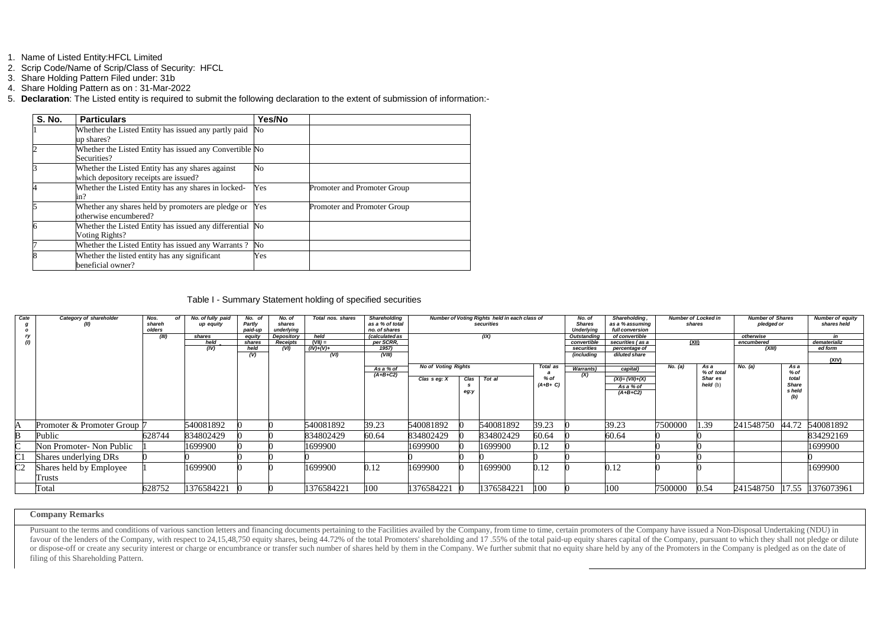1. Name of Listed Entity:HFCL Limited
2. Scrip Code/Name of Scrip/Class of Security: HFCL
3. Share Holding Pattern Filed under: 31b
4. Share Holding Pattern as on : 31-Mar-2022
5. **Declaration**: The Listed entity is required to submit the following declaration to the extent of submission of information:-

| S. No. | Particulars | Yes/No | |
|---|---|---|---|
| 1 | Whether the Listed Entity has issued any partly paid up shares? | No | |
| 2 | Whether the Listed Entity has issued any Convertible Securities? | No | |
| 3 | Whether the Listed Entity has any shares against which depository receipts are issued? | No | |
| 4 | Whether the Listed Entity has any shares in locked-in? | Yes | Promoter and Promoter Group |
| 5 | Whether any shares held by promoters are pledge or otherwise encumbered? | Yes | Promoter and Promoter Group |
| 6 | Whether the Listed Entity has issued any differential Voting Rights? | No | |
| 7 | Whether the Listed Entity has issued any Warrants ? | No | |
| 8 | Whether the listed entity has any significant beneficial owner? | Yes | |

Table I - Summary Statement holding of specified securities

| Category (I) | Category of shareholder (II) | Nos. of shareholders (III) | No. of fully paid up equity shares held (IV) | No. of Partly paid-up equity shares held (V) | No. of shares underlying Depository Receipts (VI) | Total nos. shares held (VII) = (IV)+(V)+ (VI) | Shareholding as a % of total no. of shares (calculated as per SCRR, 1957) (VIII) As a % of (A+B+C2) | Number of Voting Rights held in each class of securities (IX) No of Voting Rights Class eg: X | Class eg:y | Total | Total as a % of (A+B+ C) | No. of Shares Underlying Outstanding convertible securities (including Warrants) (X) | Shareholding , as a % assuming full conversion of convertible securities ( as a percentage of diluted share capital) (XI)= (VII)+(X) As a % of (A+B+C2) | Number of Locked in shares (XII) No. (a) | As a % of total Shares held (b) | Number of Shares pledged or otherwise encumbered (XIII) No. (a) | As a % of total Shares held (b) | Number of equity shares held in dematerialized form (XIV) |
|---|---|---|---|---|---|---|---|---|---|---|---|---|---|---|---|---|---|---|
| A | Promoter & Promoter Group | 7 | 540081892 | 0 | 0 | 540081892 | 39.23 | 540081892 | 0 | 540081892 | 39.23 | 0 | 39.23 | 7500000 | 1.39 | 241548750 | 44.72 | 540081892 |
| B | Public | 628744 | 834802429 | 0 | 0 | 834802429 | 60.64 | 834802429 | 0 | 834802429 | 60.64 | 0 | 60.64 | 0 | 0 | | | 834292169 |
| C | Non Promoter- Non Public | 1 | 1699900 | 0 | 0 | 1699900 | | 1699900 | 0 | 1699900 | 0.12 | 0 | | 0 | 0 | | | 1699900 |
| C1 | Shares underlying DRs | 0 | 0 | 0 | 0 | 0 | | 0 | 0 | 0 | 0 | 0 | | 0 | 0 | | | 0 |
| C2 | Shares held by Employee Trusts | 1 | 1699900 | 0 | 0 | 1699900 | 0.12 | 1699900 | 0 | 1699900 | 0.12 | 0 | 0.12 | 0 | 0 | | | 1699900 |
| | Total | 628752 | 1376584221 | 0 | 0 | 1376584221 | 100 | 1376584221 | 0 | 1376584221 | 100 | 0 | 100 | 7500000 | 0.54 | 241548750 | 17.55 | 1376073961 |

**Company Remarks**

Pursuant to the terms and conditions of various sanction letters and financing documents pertaining to the Facilities availed by the Company, from time to time, certain promoters of the Company have issued a Non-Disposal Undertaking (NDU) in favour of the lenders of the Company, with respect to 24,15,48,750 equity shares, being 44.72% of the total Promoters' shareholding and 17 .55% of the total paid-up equity shares capital of the Company, pursuant to which they shall not pledge or dilute or dispose-off or create any security interest or charge or encumbrance or transfer such number of shares held by them in the Company. We further submit that no equity share held by any of the Promoters in the Company is pledged as on the date of filing of this Shareholding Pattern.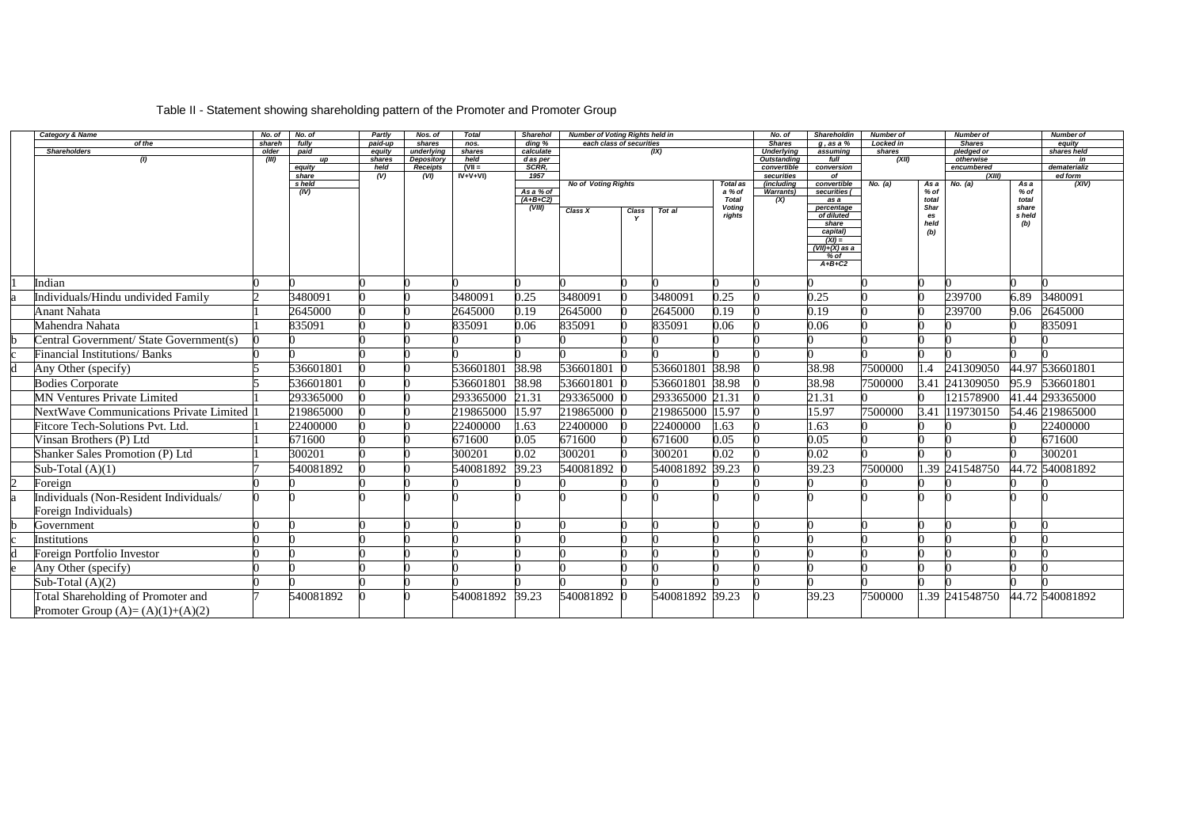Table II - Statement showing shareholding pattern of the Promoter and Promoter Group

| | Category & Name of the Shareholders (I) | No. of shareholder (III) | No. of fully paid up equity share s held (IV) | Partly paid-up equity shares held (V) | Nos. of shares underlying Depository Receipts (VI) | Total nos. shares held (VII = IV+V+VI) | Shareholding % calculated as per SCRR, 1957 As a % of (A+B+C2) (VIII) | Number of Voting Rights held in each class of securities (IX) | | | | No. of Shares Underlying Outstanding convertible securities (including Warrants) (X) | Shareholding , as a % assuming full conversion of convertible securities ( as a percentage of diluted share capital) (XI) = (VII)+(X) as a % of A+B+C2 | Number of Locked in shares (XII) | | Number of Shares pledged or otherwise encumbered (XIII) | | Number of equity shares held in dematerialized form (XIV) |
|---|---|---|---|---|---|---|---|---|---|---|---|---|---|---|---|---|---|---|
| | | | | | | | | No of Voting Rights | | | Total as a % of Total Voting rights | | | No. (a) | As a % of total Shares held (b) | No. (a) | As a % of total share s held (b) | |
| | | | | | | | | Class X | Class Y | Tot al | | | | | | | | |
| 1 | Indian | 0 | 0 | 0 | 0 | 0 | 0 | 0 | 0 | 0 | 0 | 0 | 0 | 0 | 0 | 0 | 0 | 0 |
| a | Individuals/Hindu undivided Family | 2 | 3480091 | 0 | 0 | 3480091 | 0.25 | 3480091 | 0 | 3480091 | 0.25 | 0 | 0.25 | 0 | 0 | 239700 | 6.89 | 3480091 |
| | Anant Nahata | 1 | 2645000 | 0 | 0 | 2645000 | 0.19 | 2645000 | 0 | 2645000 | 0.19 | 0 | 0.19 | 0 | 0 | 239700 | 9.06 | 2645000 |
| | Mahendra Nahata | 1 | 835091 | 0 | 0 | 835091 | 0.06 | 835091 | 0 | 835091 | 0.06 | 0 | 0.06 | 0 | 0 | 0 | 0 | 835091 |
| b | Central Government/ State Government(s) | 0 | 0 | 0 | 0 | 0 | 0 | 0 | 0 | 0 | 0 | 0 | 0 | 0 | 0 | 0 | 0 | 0 |
| c | Financial Institutions/ Banks | 0 | 0 | 0 | 0 | 0 | 0 | 0 | 0 | 0 | 0 | 0 | 0 | 0 | 0 | 0 | 0 | 0 |
| d | Any Other (specify) | 5 | 536601801 | 0 | 0 | 536601801 | 38.98 | 536601801 | 0 | 536601801 | 38.98 | 0 | 38.98 | 7500000 | 1.4 | 241309050 | 44.97 | 536601801 |
| | Bodies Corporate | 5 | 536601801 | 0 | 0 | 536601801 | 38.98 | 536601801 | 0 | 536601801 | 38.98 | 0 | 38.98 | 7500000 | 3.41 | 241309050 | 95.9 | 536601801 |
| | MN Ventures Private Limited | 1 | 293365000 | 0 | 0 | 293365000 | 21.31 | 293365000 | 0 | 293365000 | 21.31 | 0 | 21.31 | 0 | 0 | 121578900 | 41.44 | 293365000 |
| | NextWave Communications Private Limited | 1 | 219865000 | 0 | 0 | 219865000 | 15.97 | 219865000 | 0 | 219865000 | 15.97 | 0 | 15.97 | 7500000 | 3.41 | 119730150 | 54.46 | 219865000 |
| | Fitcore Tech-Solutions Pvt. Ltd. | 1 | 22400000 | 0 | 0 | 22400000 | 1.63 | 22400000 | 0 | 22400000 | 1.63 | 0 | 1.63 | 0 | 0 | 0 | 0 | 22400000 |
| | Vinsan Brothers (P) Ltd | 1 | 671600 | 0 | 0 | 671600 | 0.05 | 671600 | 0 | 671600 | 0.05 | 0 | 0.05 | 0 | 0 | 0 | 0 | 671600 |
| | Shanker Sales Promotion (P) Ltd | 1 | 300201 | 0 | 0 | 300201 | 0.02 | 300201 | 0 | 300201 | 0.02 | 0 | 0.02 | 0 | 0 | 0 | 0 | 300201 |
| | Sub-Total (A)(1) | 7 | 540081892 | 0 | 0 | 540081892 | 39.23 | 540081892 | 0 | 540081892 | 39.23 | 0 | 39.23 | 7500000 | 1.39 | 241548750 | 44.72 | 540081892 |
| 2 | Foreign | 0 | 0 | 0 | 0 | 0 | 0 | 0 | 0 | 0 | 0 | 0 | 0 | 0 | 0 | 0 | 0 | 0 |
| a | Individuals (Non-Resident Individuals/ Foreign Individuals) | 0 | 0 | 0 | 0 | 0 | 0 | 0 | 0 | 0 | 0 | 0 | 0 | 0 | 0 | 0 | 0 | 0 |
| b | Government | 0 | 0 | 0 | 0 | 0 | 0 | 0 | 0 | 0 | 0 | 0 | 0 | 0 | 0 | 0 | 0 | 0 |
| c | Institutions | 0 | 0 | 0 | 0 | 0 | 0 | 0 | 0 | 0 | 0 | 0 | 0 | 0 | 0 | 0 | 0 | 0 |
| d | Foreign Portfolio Investor | 0 | 0 | 0 | 0 | 0 | 0 | 0 | 0 | 0 | 0 | 0 | 0 | 0 | 0 | 0 | 0 | 0 |
| e | Any Other (specify) | 0 | 0 | 0 | 0 | 0 | 0 | 0 | 0 | 0 | 0 | 0 | 0 | 0 | 0 | 0 | 0 | 0 |
| | Sub-Total (A)(2) | 0 | 0 | 0 | 0 | 0 | 0 | 0 | 0 | 0 | 0 | 0 | 0 | 0 | 0 | 0 | 0 | 0 |
| | Total Shareholding of Promoter and Promoter Group (A)= (A)(1)+(A)(2) | 7 | 540081892 | 0 | 0 | 540081892 | 39.23 | 540081892 | 0 | 540081892 | 39.23 | 0 | 39.23 | 7500000 | 1.39 | 241548750 | 44.72 | 540081892 |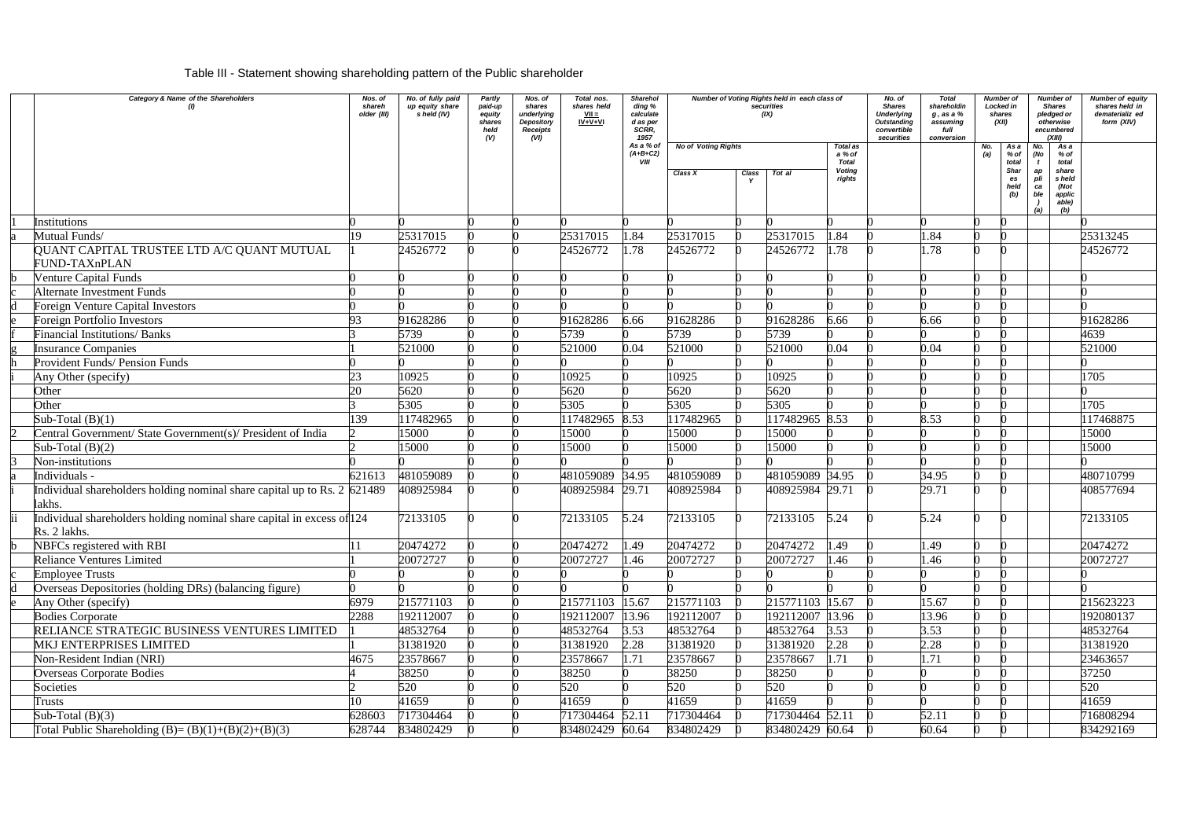Table III - Statement showing shareholding pattern of the Public shareholder

| | Category & Name of the Shareholders (I) | Nos. of shareh older (III) | No. of fully paid up equity share s held (IV) | Partly paid-up equity shares held (V) | Nos. of shares underlying Depository Receipts (VI) | Total nos. shares held VII = IV+V+VI | Sharehol ding % calculate d as per SCRR, 1957 As a % of (A+B+C2) VIII | Number of Voting Rights held in each class of securities (IX) | | | | No. of Shares Underlying Outstanding convertible securities | Total shareholdin g , as a % assuming full conversion | Number of Locked in shares (XII) | | Number of Shares pledged or otherwise encumbered (XIII) | | Number of equity shares held in dematerializ ed form (XIV) |
|---|---|---|---|---|---|---|---|---|---|---|---|---|---|---|---|---|---|---|
| | | | | | | | | No of Voting Rights | | | Total as a % of Total Voting rights | | | No. (a) | As a % of total Shares held (b) | No. (Not applicable) (a) | As a % of total shares held (Not applicable) (b) | |
| | | | | | | | | Class X | Class Y | Tot al | | | | | | | | |
| 1 | Institutions | 0 | 0 | 0 | 0 | 0 | 0 | 0 | 0 | 0 | 0 | 0 | 0 | 0 | 0 | | | 0 |
| a | Mutual Funds/ | 19 | 25317015 | 0 | 0 | 25317015 | 1.84 | 25317015 | 0 | 25317015 | 1.84 | 0 | 1.84 | 0 | 0 | | | 25313245 |
| | QUANT CAPITAL TRUSTEE LTD A/C QUANT MUTUAL FUND-TAXnPLAN | 1 | 24526772 | 0 | 0 | 24526772 | 1.78 | 24526772 | 0 | 24526772 | 1.78 | 0 | 1.78 | 0 | 0 | | | 24526772 |
| b | Venture Capital Funds | 0 | 0 | 0 | 0 | 0 | 0 | 0 | 0 | 0 | 0 | 0 | 0 | 0 | 0 | | | 0 |
| c | Alternate Investment Funds | 0 | 0 | 0 | 0 | 0 | 0 | 0 | 0 | 0 | 0 | 0 | 0 | 0 | 0 | | | 0 |
| d | Foreign Venture Capital Investors | 0 | 0 | 0 | 0 | 0 | 0 | 0 | 0 | 0 | 0 | 0 | 0 | 0 | 0 | | | 0 |
| e | Foreign Portfolio Investors | 93 | 91628286 | 0 | 0 | 91628286 | 6.66 | 91628286 | 0 | 91628286 | 6.66 | 0 | 6.66 | 0 | 0 | | | 91628286 |
| f | Financial Institutions/ Banks | 3 | 5739 | 0 | 0 | 5739 | 0 | 5739 | 0 | 5739 | 0 | 0 | 0 | 0 | 0 | | | 4639 |
| g | Insurance Companies | 1 | 521000 | 0 | 0 | 521000 | 0.04 | 521000 | 0 | 521000 | 0.04 | 0 | 0.04 | 0 | 0 | | | 521000 |
| h | Provident Funds/ Pension Funds | 0 | 0 | 0 | 0 | 0 | 0 | 0 | 0 | 0 | 0 | 0 | 0 | 0 | 0 | | | 0 |
| i | Any Other (specify) | 23 | 10925 | 0 | 0 | 10925 | 0 | 10925 | 0 | 10925 | 0 | 0 | 0 | 0 | 0 | | | 1705 |
| | Other | 20 | 5620 | 0 | 0 | 5620 | 0 | 5620 | 0 | 5620 | 0 | 0 | 0 | 0 | 0 | | | 0 |
| | Other | 3 | 5305 | 0 | 0 | 5305 | 0 | 5305 | 0 | 5305 | 0 | 0 | 0 | 0 | 0 | | | 1705 |
| | Sub-Total (B)(1) | 139 | 117482965 | 0 | 0 | 117482965 | 8.53 | 117482965 | 0 | 117482965 | 8.53 | 0 | 8.53 | 0 | 0 | | | 117468875 |
| 2 | Central Government/ State Government(s)/ President of India | 2 | 15000 | 0 | 0 | 15000 | 0 | 15000 | 0 | 15000 | 0 | 0 | 0 | 0 | 0 | | | 15000 |
| | Sub-Total (B)(2) | 2 | 15000 | 0 | 0 | 15000 | 0 | 15000 | 0 | 15000 | 0 | 0 | 0 | 0 | 0 | | | 15000 |
| 3 | Non-institutions | 0 | 0 | 0 | 0 | 0 | 0 | 0 | 0 | 0 | 0 | 0 | 0 | 0 | 0 | | | 0 |
| a | Individuals - | 621613 | 481059089 | 0 | 0 | 481059089 | 34.95 | 481059089 | 0 | 481059089 | 34.95 | 0 | 34.95 | 0 | 0 | | | 480710799 |
| i | Individual shareholders holding nominal share capital up to Rs. 2 lakhs. | 621489 | 408925984 | 0 | 0 | 408925984 | 29.71 | 408925984 | 0 | 408925984 | 29.71 | 0 | 29.71 | 0 | 0 | | | 408577694 |
| ii | Individual shareholders holding nominal share capital in excess of Rs. 2 lakhs. | 124 | 72133105 | 0 | 0 | 72133105 | 5.24 | 72133105 | 0 | 72133105 | 5.24 | 0 | 5.24 | 0 | 0 | | | 72133105 |
| b | NBFCs registered with RBI | 11 | 20474272 | 0 | 0 | 20474272 | 1.49 | 20474272 | 0 | 20474272 | 1.49 | 0 | 1.49 | 0 | 0 | | | 20474272 |
| | Reliance Ventures Limited | 1 | 20072727 | 0 | 0 | 20072727 | 1.46 | 20072727 | 0 | 20072727 | 1.46 | 0 | 1.46 | 0 | 0 | | | 20072727 |
| c | Employee Trusts | 0 | 0 | 0 | 0 | 0 | 0 | 0 | 0 | 0 | 0 | 0 | 0 | 0 | 0 | | | 0 |
| d | Overseas Depositories (holding DRs) (balancing figure) | 0 | 0 | 0 | 0 | 0 | 0 | 0 | 0 | 0 | 0 | 0 | 0 | 0 | 0 | | | 0 |
| e | Any Other (specify) | 6979 | 215771103 | 0 | 0 | 215771103 | 15.67 | 215771103 | 0 | 215771103 | 15.67 | 0 | 15.67 | 0 | 0 | | | 215623223 |
| | Bodies Corporate | 2288 | 192112007 | 0 | 0 | 192112007 | 13.96 | 192112007 | 0 | 192112007 | 13.96 | 0 | 13.96 | 0 | 0 | | | 192080137 |
| | RELIANCE STRATEGIC BUSINESS VENTURES LIMITED | 1 | 48532764 | 0 | 0 | 48532764 | 3.53 | 48532764 | 0 | 48532764 | 3.53 | 0 | 3.53 | 0 | 0 | | | 48532764 |
| | MKJ ENTERPRISES LIMITED | 1 | 31381920 | 0 | 0 | 31381920 | 2.28 | 31381920 | 0 | 31381920 | 2.28 | 0 | 2.28 | 0 | 0 | | | 31381920 |
| | Non-Resident Indian (NRI) | 4675 | 23578667 | 0 | 0 | 23578667 | 1.71 | 23578667 | 0 | 23578667 | 1.71 | 0 | 1.71 | 0 | 0 | | | 23463657 |
| | Overseas Corporate Bodies | 4 | 38250 | 0 | 0 | 38250 | 0 | 38250 | 0 | 38250 | 0 | 0 | 0 | 0 | 0 | | | 37250 |
| | Societies | 2 | 520 | 0 | 0 | 520 | 0 | 520 | 0 | 520 | 0 | 0 | 0 | 0 | 0 | | | 520 |
| | Trusts | 10 | 41659 | 0 | 0 | 41659 | 0 | 41659 | 0 | 41659 | 0 | 0 | 0 | 0 | 0 | | | 41659 |
| | Sub-Total (B)(3) | 628603 | 717304464 | 0 | 0 | 717304464 | 52.11 | 717304464 | 0 | 717304464 | 52.11 | 0 | 52.11 | 0 | 0 | | | 716808294 |
| | Total Public Shareholding (B)= (B)(1)+(B)(2)+(B)(3) | 628744 | 834802429 | 0 | 0 | 834802429 | 60.64 | 834802429 | 0 | 834802429 | 60.64 | 0 | 60.64 | 0 | 0 | | | 834292169 |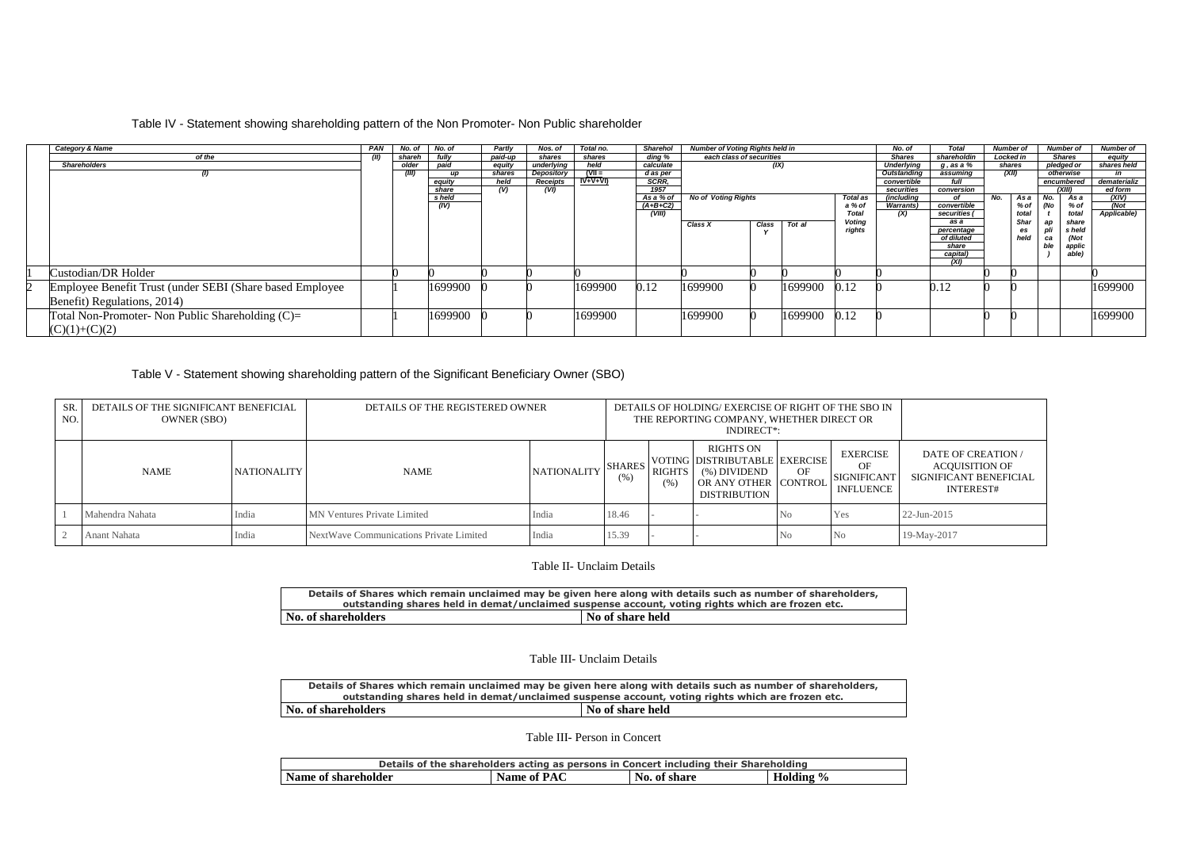Table IV - Statement showing shareholding pattern of the Non Promoter- Non Public shareholder

| | Category & Name of the Shareholders (I) | PAN (II) | No. of shareholder (III) | No. of fully paid up equity share s held (IV) | Partly paid-up equity shares held (V) | Nos. of shares underlying Depository Receipts (VI) | Total no. shares held (VII = IV+V+VI) | Shareholding % calculated as per SCRR, 1957 As a % of (A+B+C2) (VIII) | Number of Voting Rights held in each class of securities (IX) | | | | No. of Shares Underlying Outstanding convertible securities (including Warrants) (X) | Total shareholding , as a % assuming full conversion of convertible securities ( as a percentage of diluted share capital) (XI) | Number of Locked in shares (XII) | | Number of Shares pledged or otherwise encumbered (XIII) | | Number of equity shares held in dematerialized form (XIV) (Not Applicable) |
|---|---|---|---|---|---|---|---|---|---|---|---|---|---|---|---|---|---|---|---|
| | | | | | | | | | No of Voting Rights | | | Total as a % of Total Voting rights | | | No. | As a % of total Shares held | No. (No t ap pli ca ble ) | As a % of total share s held (Not applic able) | |
| | | | | | | | | | Class X | Class Y | Tot al | | | | | | | | |
| 1 | Custodian/DR Holder | | 0 | 0 | 0 | 0 | 0 | | 0 | 0 | 0 | 0 | 0 | | 0 | 0 | | | 0 |
| 2 | Employee Benefit Trust (under SEBI (Share based Employee Benefit) Regulations, 2014) | | 1 | 1699900 | 0 | 0 | 1699900 | 0.12 | 1699900 | 0 | 1699900 | 0.12 | 0 | 0.12 | 0 | 0 | | | 1699900 |
| | Total Non-Promoter- Non Public Shareholding (C)= (C)(1)+(C)(2) | | 1 | 1699900 | 0 | 0 | 1699900 | | 1699900 | 0 | 1699900 | 0.12 | 0 | | 0 | 0 | | | 1699900 |

Table V - Statement showing shareholding pattern of the Significant Beneficiary Owner (SBO)

| SR. NO. | DETAILS OF THE SIGNIFICANT BENEFICIAL OWNER (SBO) | | DETAILS OF THE REGISTERED OWNER | | DETAILS OF HOLDING/ EXERCISE OF RIGHT OF THE SBO IN THE REPORTING COMPANY, WHETHER DIRECT OR INDIRECT*: | | | | | |
|---|---|---|---|---|---|---|---|---|---|---|
| | NAME | NATIONALITY | NAME | NATIONALITY | SHARES (%) | VOTING RIGHTS (%) | RIGHTS ON DISTRIBUTABLE (%) DIVIDEND OR ANY OTHER DISTRIBUTION | EXERCISE OF CONTROL | EXERCISE OF SIGNIFICANT INFLUENCE | DATE OF CREATION / ACQUISITION OF SIGNIFICANT BENEFICIAL INTEREST# |
| 1 | Mahendra Nahata | India | MN Ventures Private Limited | India | 18.46 | - | - | No | Yes | 22-Jun-2015 |
| 2 | Anant Nahata | India | NextWave Communications Private Limited | India | 15.39 | - | - | No | No | 19-May-2017 |

Table II- Unclaim Details

| Details of Shares which remain unclaimed may be given here along with details such as number of shareholders, outstanding shares held in demat/unclaimed suspense account, voting rights which are frozen etc. | |
|---|---|
| **No. of shareholders** | **No of share held** |

Table III- Unclaim Details

| Details of Shares which remain unclaimed may be given here along with details such as number of shareholders, outstanding shares held in demat/unclaimed suspense account, voting rights which are frozen etc. | |
|---|---|
| **No. of shareholders** | **No of share held** |

Table III- Person in Concert

| Details of the shareholders acting as persons in Concert including their Shareholding | | | |
|---|---|---|---|
| **Name of shareholder** | **Name of PAC** | **No. of share** | **Holding %** |